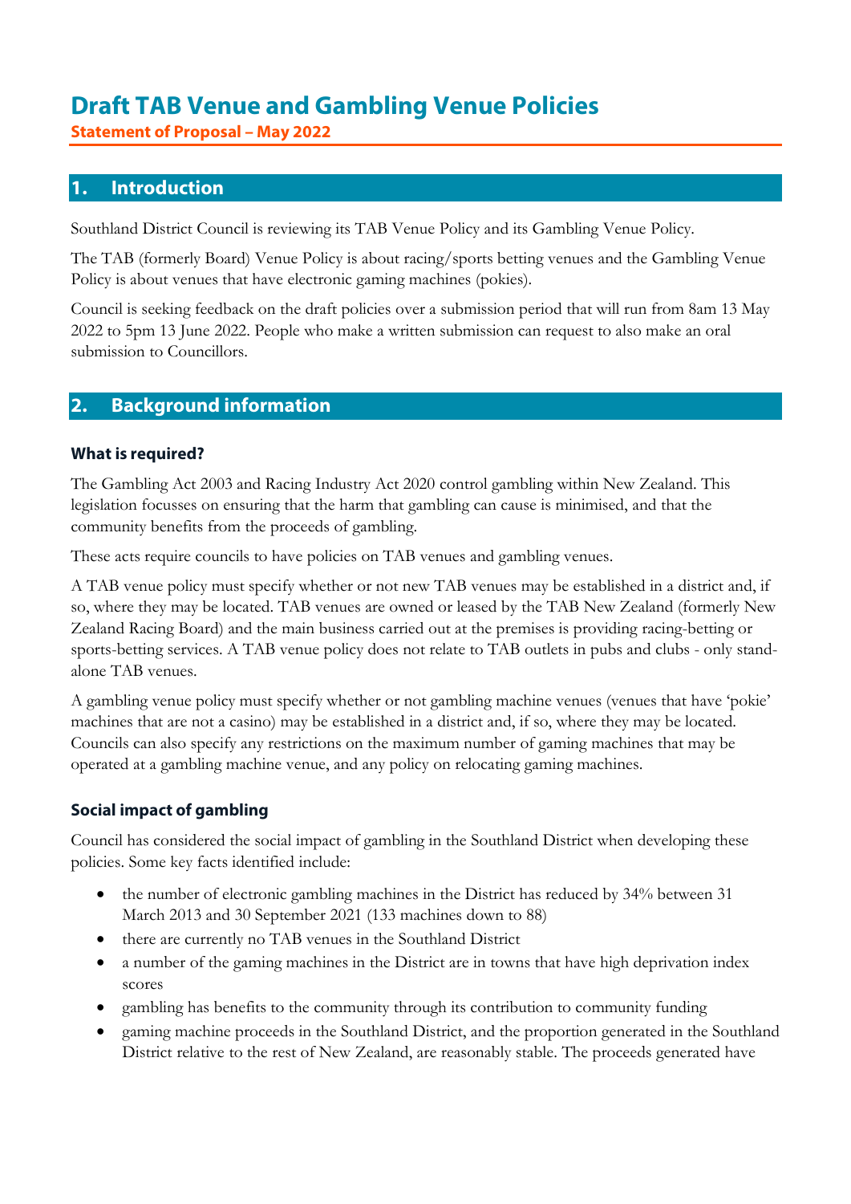# Draft TAB Venue and Gambling Venue Policies

**Statement of Proposal – May 2022**

## 1. Introduction

Southland District Council is reviewing its TAB Venue Policy and its Gambling Venue Policy.

The TAB (formerly Board) Venue Policy is about racing/sports betting venues and the Gambling Venue Policy is about venues that have electronic gaming machines (pokies).

Council is seeking feedback on the draft policies over a submission period that will run from 8am 13 May 2022 to 5pm 13 June 2022. People who make a written submission can request to also make an oral submission to Councillors.

## 2. Background information

### What is required?

The Gambling Act 2003 and Racing Industry Act 2020 control gambling within New Zealand. This legislation focusses on ensuring that the harm that gambling can cause is minimised, and that the community benefits from the proceeds of gambling.

These acts require councils to have policies on TAB venues and gambling venues.

A TAB venue policy must specify whether or not new TAB venues may be established in a district and, if so, where they may be located. TAB venues are owned or leased by the TAB New Zealand (formerly New Zealand Racing Board) and the main business carried out at the premises is providing racing-betting or sports-betting services. A TAB venue policy does not relate to TAB outlets in pubs and clubs - only stand-alone TAB venues.

A gambling venue policy must specify whether or not gambling machine venues (venues that have 'pokie' machines that are not a casino) may be established in a district and, if so, where they may be located. Councils can also specify any restrictions on the maximum number of gaming machines that may be operated at a gambling machine venue, and any policy on relocating gaming machines.

### Social impact of gambling

Council has considered the social impact of gambling in the Southland District when developing these policies. Some key facts identified include:

- the number of electronic gambling machines in the District has reduced by 34% between 31 March 2013 and 30 September 2021 (133 machines down to 88)
- there are currently no TAB venues in the Southland District
- a number of the gaming machines in the District are in towns that have high deprivation index scores
- gambling has benefits to the community through its contribution to community funding
- gaming machine proceeds in the Southland District, and the proportion generated in the Southland District relative to the rest of New Zealand, are reasonably stable. The proceeds generated have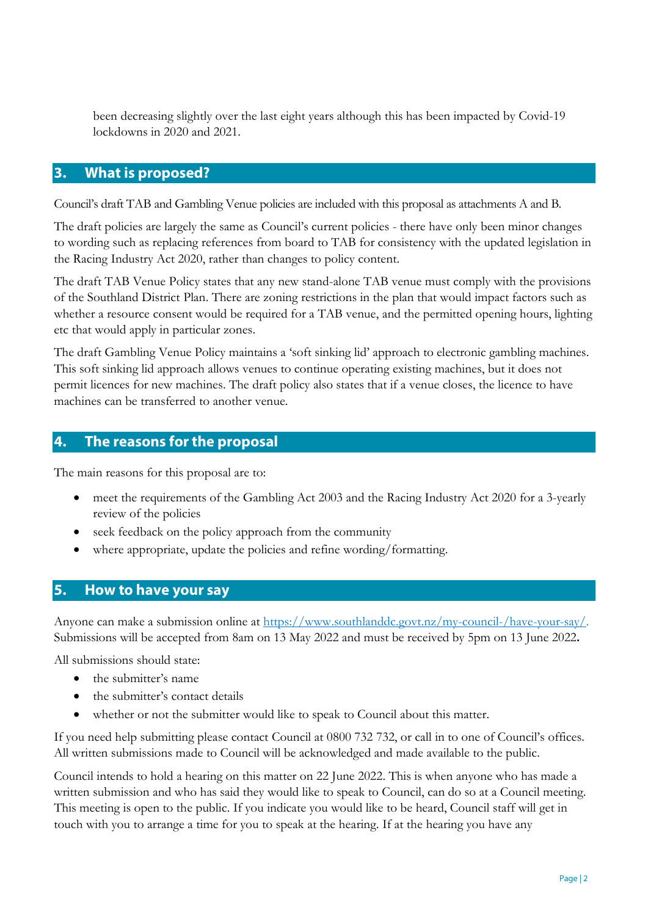been decreasing slightly over the last eight years although this has been impacted by Covid-19 lockdowns in 2020 and 2021.

## 3. What is proposed?

Council's draft TAB and Gambling Venue policies are included with this proposal as attachments A and B.

The draft policies are largely the same as Council's current policies - there have only been minor changes to wording such as replacing references from board to TAB for consistency with the updated legislation in the Racing Industry Act 2020, rather than changes to policy content.

The draft TAB Venue Policy states that any new stand-alone TAB venue must comply with the provisions of the Southland District Plan. There are zoning restrictions in the plan that would impact factors such as whether a resource consent would be required for a TAB venue, and the permitted opening hours, lighting etc that would apply in particular zones.

The draft Gambling Venue Policy maintains a 'soft sinking lid' approach to electronic gambling machines. This soft sinking lid approach allows venues to continue operating existing machines, but it does not permit licences for new machines. The draft policy also states that if a venue closes, the licence to have machines can be transferred to another venue.

## 4. The reasons for the proposal

The main reasons for this proposal are to:

- meet the requirements of the Gambling Act 2003 and the Racing Industry Act 2020 for a 3-yearly review of the policies
- seek feedback on the policy approach from the community
- where appropriate, update the policies and refine wording/formatting.

## 5. How to have your say

Anyone can make a submission online at https://www.southlanddc.govt.nz/my-council-/have-your-say/. Submissions will be accepted from 8am on 13 May 2022 and must be received by 5pm on 13 June 2022**.**

All submissions should state:

- the submitter's name
- the submitter's contact details
- whether or not the submitter would like to speak to Council about this matter.

If you need help submitting please contact Council at 0800 732 732, or call in to one of Council's offices. All written submissions made to Council will be acknowledged and made available to the public.

Council intends to hold a hearing on this matter on 22 June 2022. This is when anyone who has made a written submission and who has said they would like to speak to Council, can do so at a Council meeting. This meeting is open to the public. If you indicate you would like to be heard, Council staff will get in touch with you to arrange a time for you to speak at the hearing. If at the hearing you have any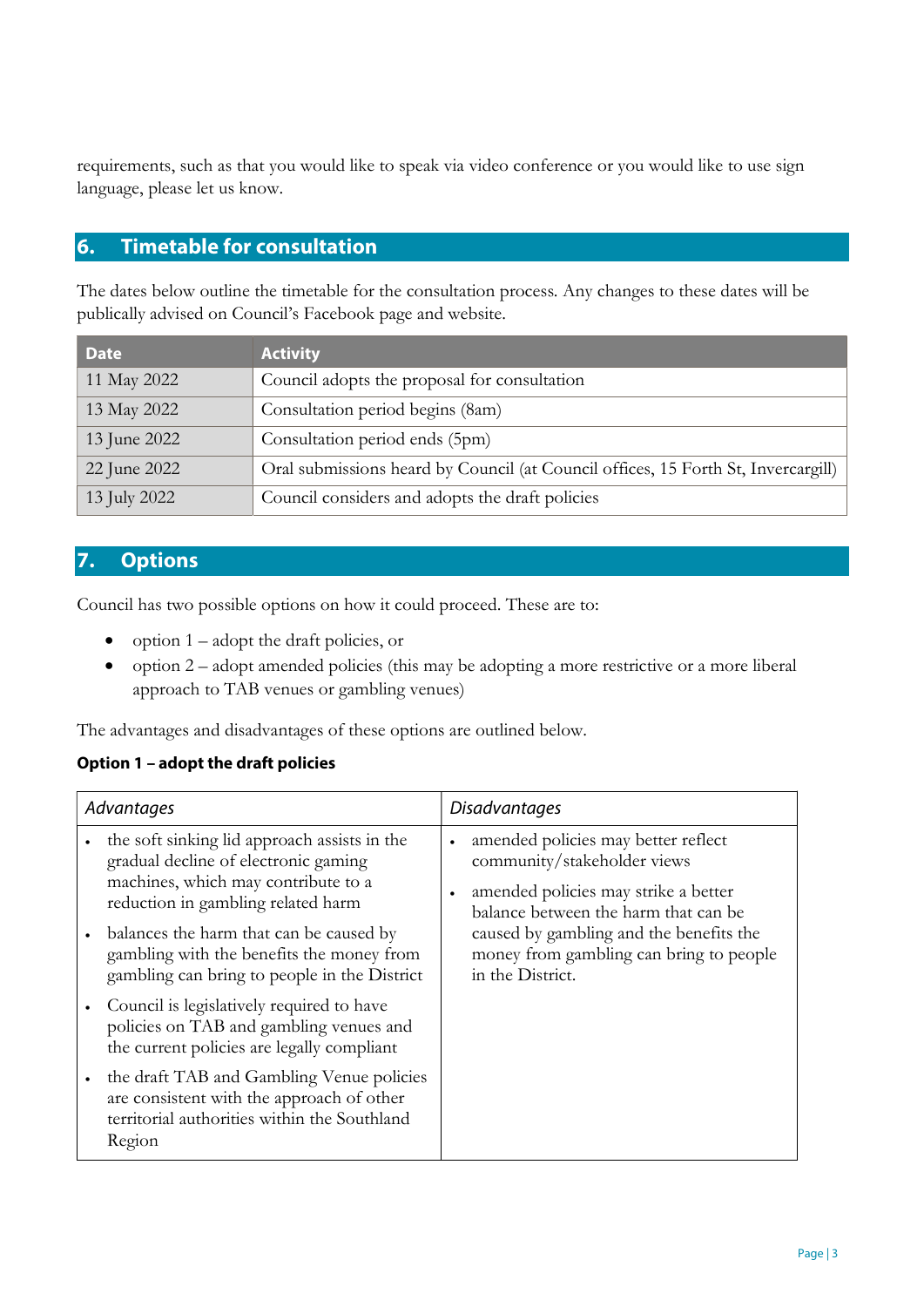requirements, such as that you would like to speak via video conference or you would like to use sign language, please let us know.

## 6. Timetable for consultation

The dates below outline the timetable for the consultation process. Any changes to these dates will be publically advised on Council's Facebook page and website.

| Date | Activity |
|---|---|
| 11 May 2022 | Council adopts the proposal for consultation |
| 13 May 2022 | Consultation period begins (8am) |
| 13 June 2022 | Consultation period ends (5pm) |
| 22 June 2022 | Oral submissions heard by Council (at Council offices, 15 Forth St, Invercargill) |
| 13 July 2022 | Council considers and adopts the draft policies |

## 7. Options

Council has two possible options on how it could proceed. These are to:

- option 1 – adopt the draft policies, or
- option 2 – adopt amended policies (this may be adopting a more restrictive or a more liberal approach to TAB venues or gambling venues)

The advantages and disadvantages of these options are outlined below.

**Option 1 – adopt the draft policies**

| *Advantages* | *Disadvantages* |
|---|---|
| • the soft sinking lid approach assists in the gradual decline of electronic gaming machines, which may contribute to a reduction in gambling related harm<br>• balances the harm that can be caused by gambling with the benefits the money from gambling can bring to people in the District<br>• Council is legislatively required to have policies on TAB and gambling venues and the current policies are legally compliant<br>• the draft TAB and Gambling Venue policies are consistent with the approach of other territorial authorities within the Southland Region | • amended policies may better reflect community/stakeholder views<br>• amended policies may strike a better balance between the harm that can be caused by gambling and the benefits the money from gambling can bring to people in the District. |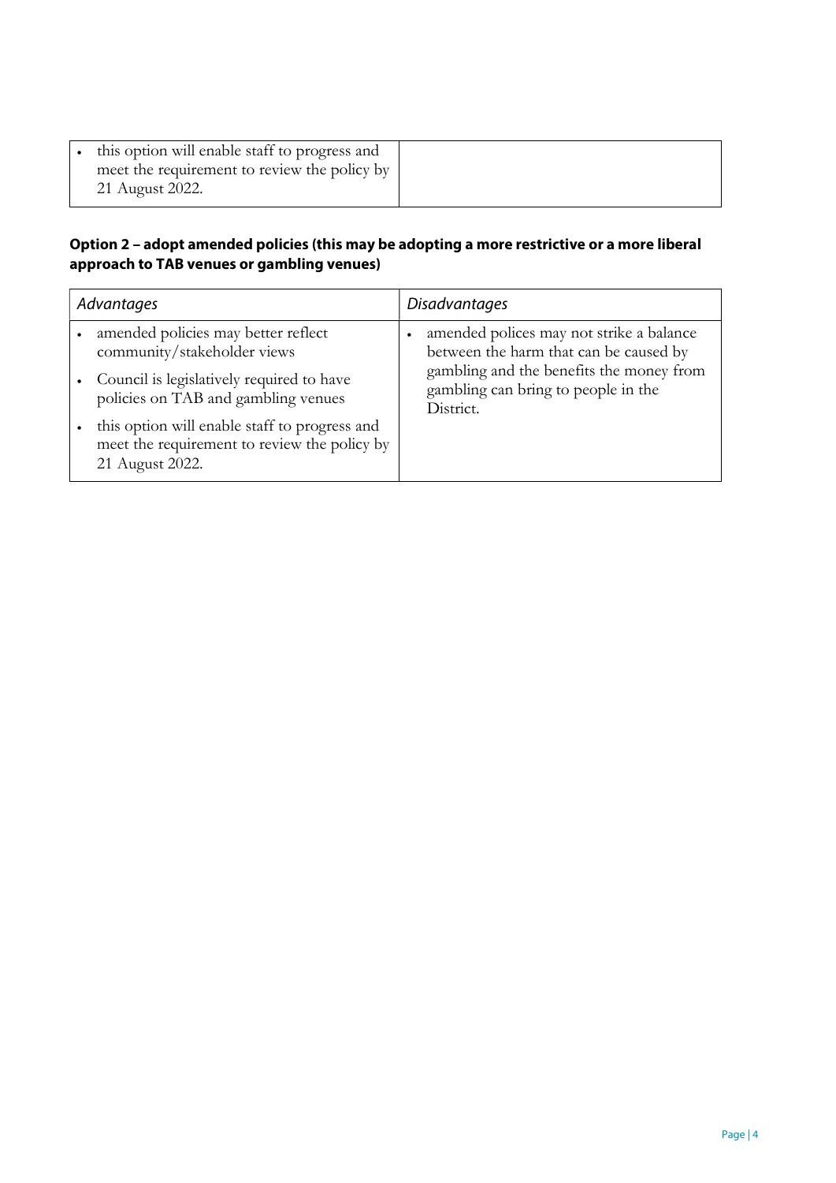| | |
|---|---|
| • this option will enable staff to progress and meet the requirement to review the policy by 21 August 2022. | |

**Option 2 – adopt amended policies (this may be adopting a more restrictive or a more liberal approach to TAB venues or gambling venues)**

| *Advantages* | *Disadvantages* |
|---|---|
| • amended policies may better reflect community/stakeholder views<br>• Council is legislatively required to have policies on TAB and gambling venues<br>• this option will enable staff to progress and meet the requirement to review the policy by 21 August 2022. | • amended polices may not strike a balance between the harm that can be caused by gambling and the benefits the money from gambling can bring to people in the District. |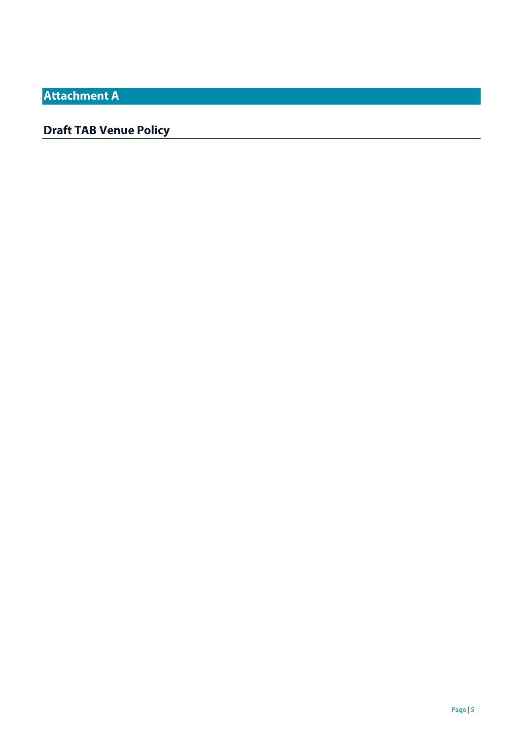# Attachment A

## Draft TAB Venue Policy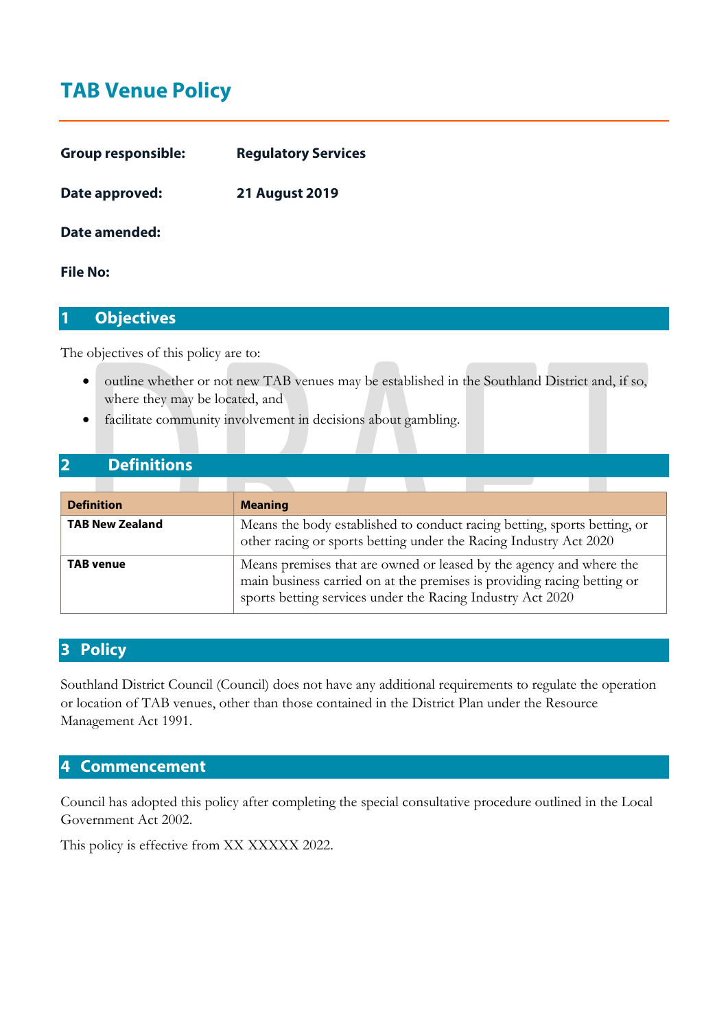# TAB Venue Policy

**Group responsible:** Regulatory Services

**Date approved:** 21 August 2019

**Date amended:**

**File No:**

## 1 Objectives

The objectives of this policy are to:

- outline whether or not new TAB venues may be established in the Southland District and, if so, where they may be located, and
- facilitate community involvement in decisions about gambling.

## 2 Definitions

| Definition | Meaning |
|---|---|
| **TAB New Zealand** | Means the body established to conduct racing betting, sports betting, or other racing or sports betting under the Racing Industry Act 2020 |
| **TAB venue** | Means premises that are owned or leased by the agency and where the main business carried on at the premises is providing racing betting or sports betting services under the Racing Industry Act 2020 |

## 3 Policy

Southland District Council (Council) does not have any additional requirements to regulate the operation or location of TAB venues, other than those contained in the District Plan under the Resource Management Act 1991.

## 4 Commencement

Council has adopted this policy after completing the special consultative procedure outlined in the Local Government Act 2002.

This policy is effective from XX XXXXX 2022.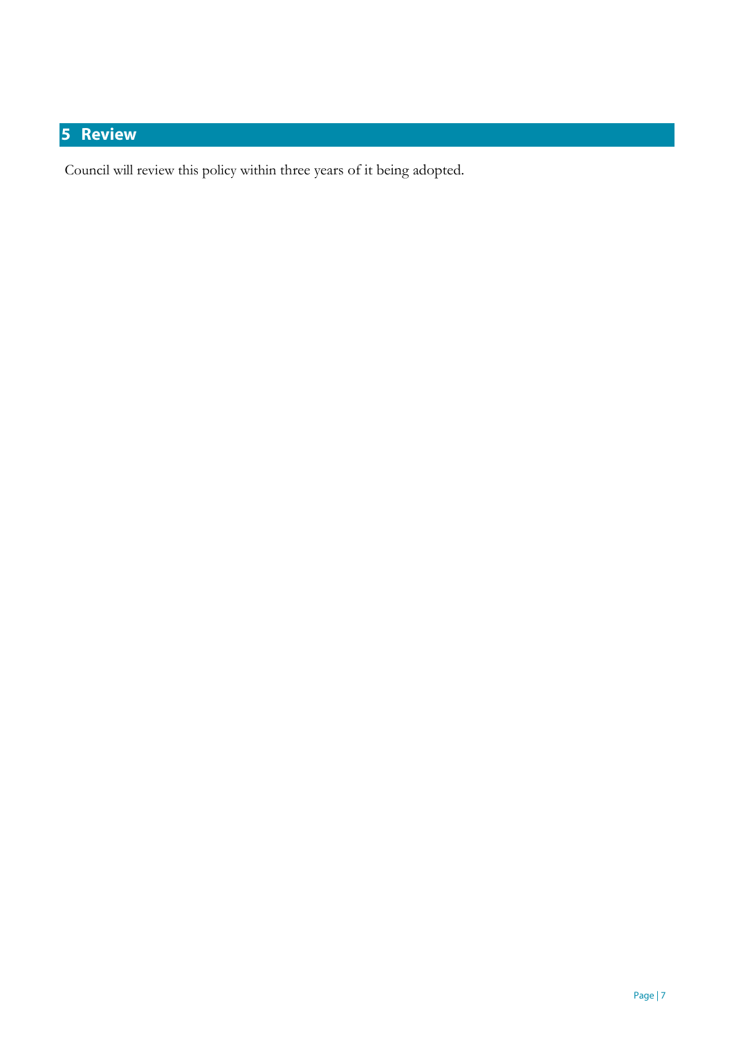## 5 Review

Council will review this policy within three years of it being adopted.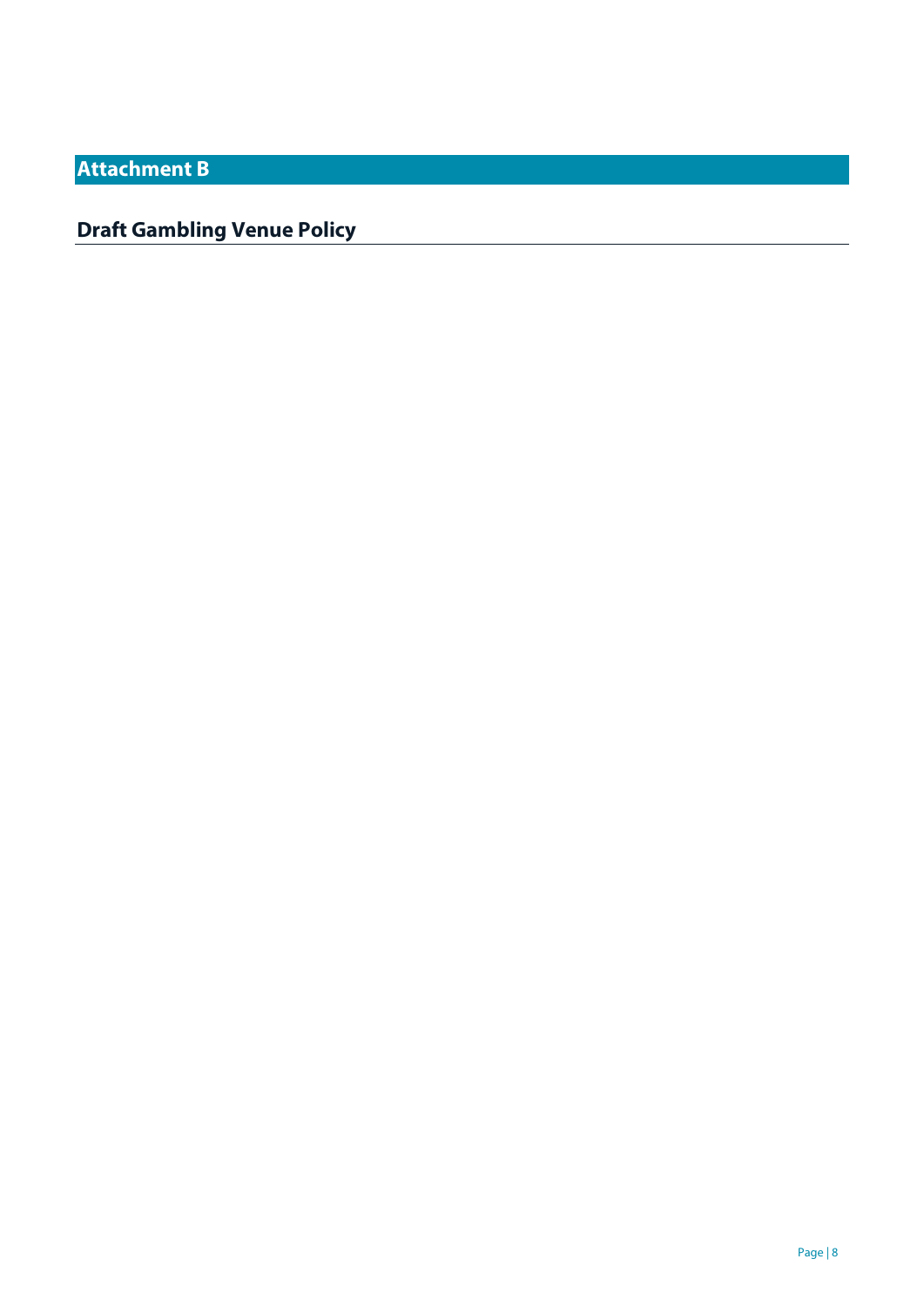# Attachment B

## Draft Gambling Venue Policy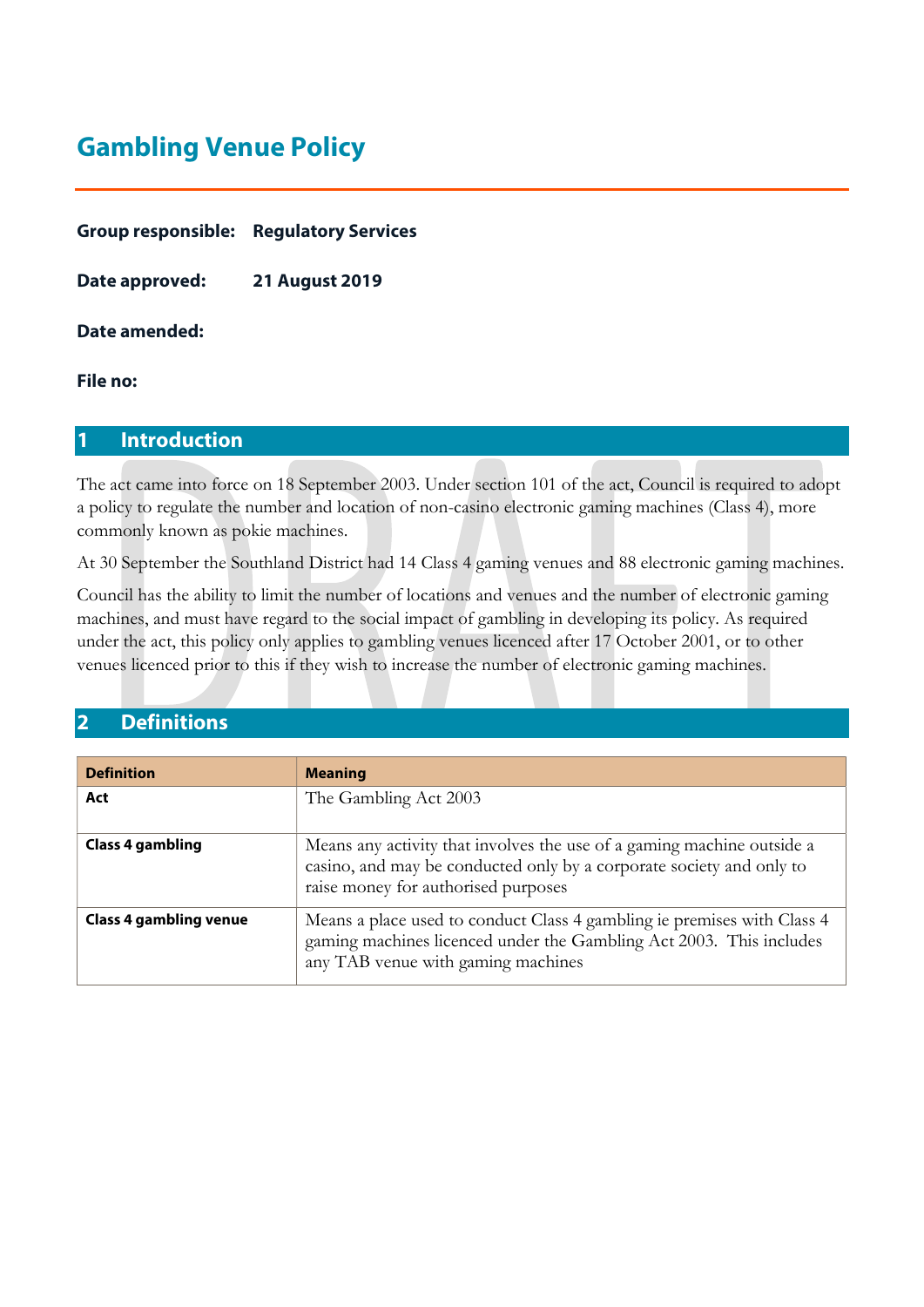# Gambling Venue Policy

**Group responsible:** **Regulatory Services**

**Date approved:** **21 August 2019**

**Date amended:**

**File no:**

## 1 Introduction

The act came into force on 18 September 2003. Under section 101 of the act, Council is required to adopt a policy to regulate the number and location of non-casino electronic gaming machines (Class 4), more commonly known as pokie machines.

At 30 September the Southland District had 14 Class 4 gaming venues and 88 electronic gaming machines.

Council has the ability to limit the number of locations and venues and the number of electronic gaming machines, and must have regard to the social impact of gambling in developing its policy. As required under the act, this policy only applies to gambling venues licenced after 17 October 2001, or to other venues licenced prior to this if they wish to increase the number of electronic gaming machines.

## 2 Definitions

| Definition | Meaning |
| --- | --- |
| **Act** | The Gambling Act 2003 |
| **Class 4 gambling** | Means any activity that involves the use of a gaming machine outside a casino, and may be conducted only by a corporate society and only to raise money for authorised purposes |
| **Class 4 gambling venue** | Means a place used to conduct Class 4 gambling ie premises with Class 4 gaming machines licenced under the Gambling Act 2003. This includes any TAB venue with gaming machines |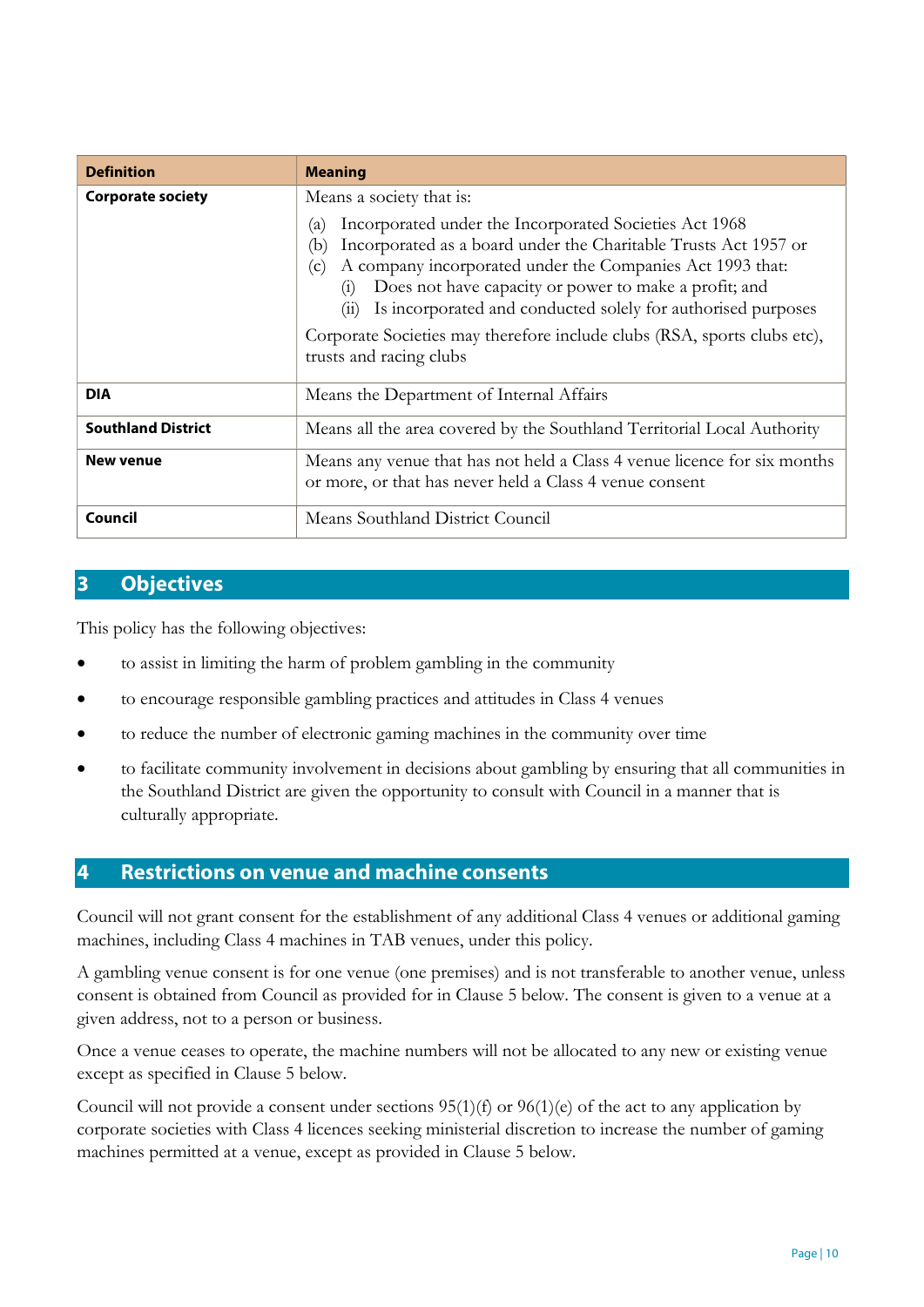| Definition | Meaning |
| --- | --- |
| **Corporate society** | Means a society that is:<br>(a) Incorporated under the Incorporated Societies Act 1968<br>(b) Incorporated as a board under the Charitable Trusts Act 1957 or<br>(c) A company incorporated under the Companies Act 1993 that:<br>(i) Does not have capacity or power to make a profit; and<br>(ii) Is incorporated and conducted solely for authorised purposes<br>Corporate Societies may therefore include clubs (RSA, sports clubs etc), trusts and racing clubs |
| **DIA** | Means the Department of Internal Affairs |
| **Southland District** | Means all the area covered by the Southland Territorial Local Authority |
| **New venue** | Means any venue that has not held a Class 4 venue licence for six months or more, or that has never held a Class 4 venue consent |
| **Council** | Means Southland District Council |

## 3 Objectives

This policy has the following objectives:

- to assist in limiting the harm of problem gambling in the community
- to encourage responsible gambling practices and attitudes in Class 4 venues
- to reduce the number of electronic gaming machines in the community over time
- to facilitate community involvement in decisions about gambling by ensuring that all communities in the Southland District are given the opportunity to consult with Council in a manner that is culturally appropriate.

## 4 Restrictions on venue and machine consents

Council will not grant consent for the establishment of any additional Class 4 venues or additional gaming machines, including Class 4 machines in TAB venues, under this policy.

A gambling venue consent is for one venue (one premises) and is not transferable to another venue, unless consent is obtained from Council as provided for in Clause 5 below. The consent is given to a venue at a given address, not to a person or business.

Once a venue ceases to operate, the machine numbers will not be allocated to any new or existing venue except as specified in Clause 5 below.

Council will not provide a consent under sections 95(1)(f) or 96(1)(e) of the act to any application by corporate societies with Class 4 licences seeking ministerial discretion to increase the number of gaming machines permitted at a venue, except as provided in Clause 5 below.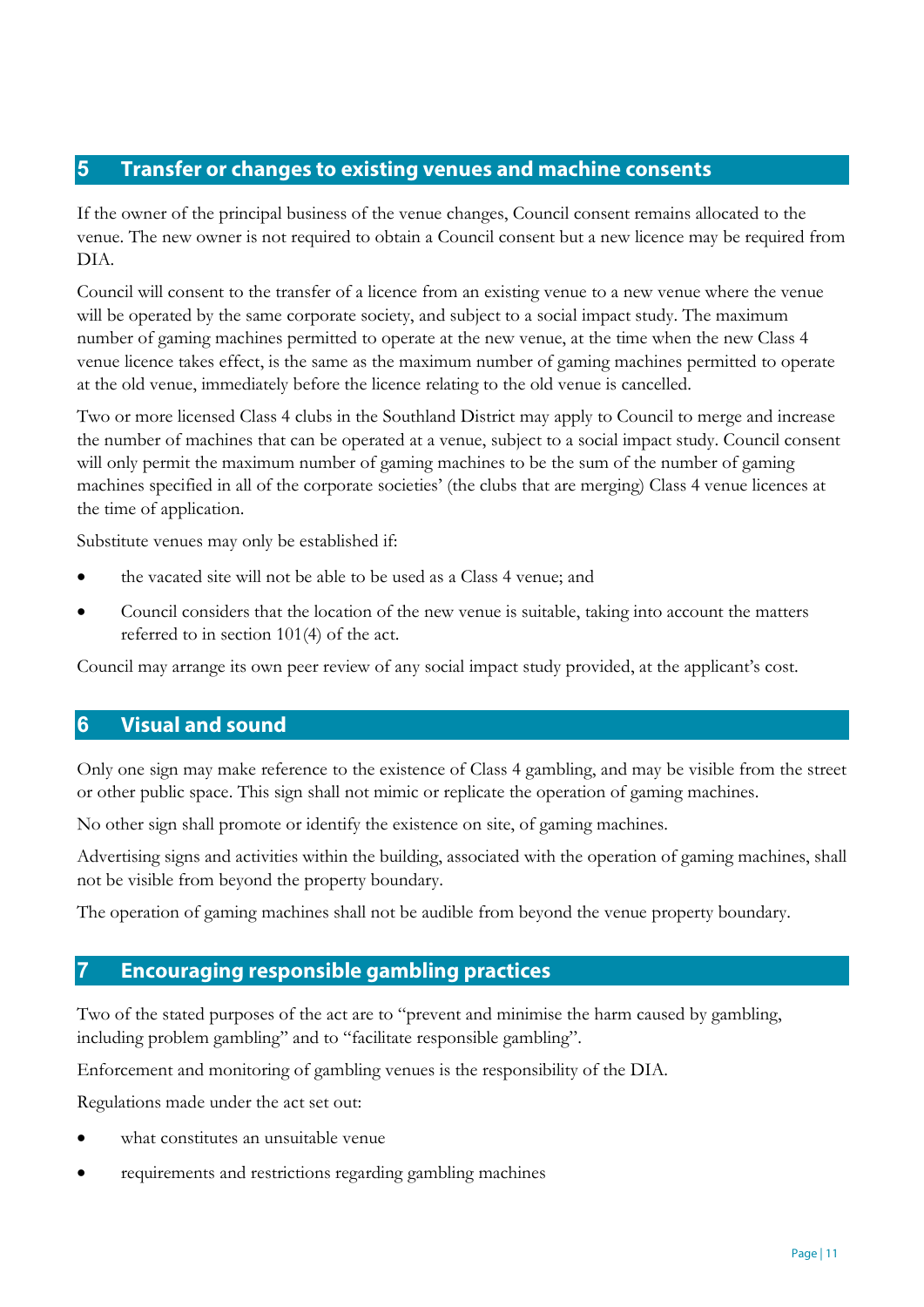## 5 Transfer or changes to existing venues and machine consents

If the owner of the principal business of the venue changes, Council consent remains allocated to the venue. The new owner is not required to obtain a Council consent but a new licence may be required from DIA.

Council will consent to the transfer of a licence from an existing venue to a new venue where the venue will be operated by the same corporate society, and subject to a social impact study. The maximum number of gaming machines permitted to operate at the new venue, at the time when the new Class 4 venue licence takes effect, is the same as the maximum number of gaming machines permitted to operate at the old venue, immediately before the licence relating to the old venue is cancelled.

Two or more licensed Class 4 clubs in the Southland District may apply to Council to merge and increase the number of machines that can be operated at a venue, subject to a social impact study. Council consent will only permit the maximum number of gaming machines to be the sum of the number of gaming machines specified in all of the corporate societies' (the clubs that are merging) Class 4 venue licences at the time of application.

Substitute venues may only be established if:

- the vacated site will not be able to be used as a Class 4 venue; and
- Council considers that the location of the new venue is suitable, taking into account the matters referred to in section 101(4) of the act.

Council may arrange its own peer review of any social impact study provided, at the applicant's cost.

## 6 Visual and sound

Only one sign may make reference to the existence of Class 4 gambling, and may be visible from the street or other public space. This sign shall not mimic or replicate the operation of gaming machines.

No other sign shall promote or identify the existence on site, of gaming machines.

Advertising signs and activities within the building, associated with the operation of gaming machines, shall not be visible from beyond the property boundary.

The operation of gaming machines shall not be audible from beyond the venue property boundary.

## 7 Encouraging responsible gambling practices

Two of the stated purposes of the act are to "prevent and minimise the harm caused by gambling, including problem gambling" and to "facilitate responsible gambling".

Enforcement and monitoring of gambling venues is the responsibility of the DIA.

Regulations made under the act set out:

- what constitutes an unsuitable venue
- requirements and restrictions regarding gambling machines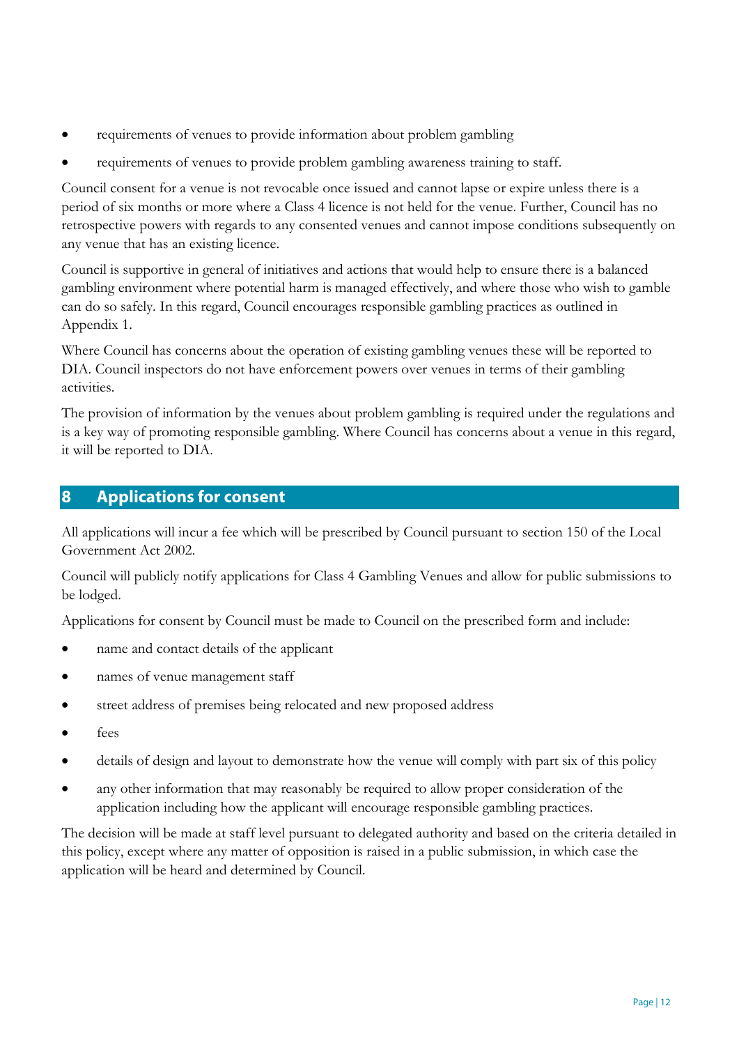- requirements of venues to provide information about problem gambling
- requirements of venues to provide problem gambling awareness training to staff.

Council consent for a venue is not revocable once issued and cannot lapse or expire unless there is a period of six months or more where a Class 4 licence is not held for the venue. Further, Council has no retrospective powers with regards to any consented venues and cannot impose conditions subsequently on any venue that has an existing licence.

Council is supportive in general of initiatives and actions that would help to ensure there is a balanced gambling environment where potential harm is managed effectively, and where those who wish to gamble can do so safely. In this regard, Council encourages responsible gambling practices as outlined in Appendix 1.

Where Council has concerns about the operation of existing gambling venues these will be reported to DIA. Council inspectors do not have enforcement powers over venues in terms of their gambling activities.

The provision of information by the venues about problem gambling is required under the regulations and is a key way of promoting responsible gambling. Where Council has concerns about a venue in this regard, it will be reported to DIA.

## 8 Applications for consent

All applications will incur a fee which will be prescribed by Council pursuant to section 150 of the Local Government Act 2002.

Council will publicly notify applications for Class 4 Gambling Venues and allow for public submissions to be lodged.

Applications for consent by Council must be made to Council on the prescribed form and include:

- name and contact details of the applicant
- names of venue management staff
- street address of premises being relocated and new proposed address
- fees
- details of design and layout to demonstrate how the venue will comply with part six of this policy
- any other information that may reasonably be required to allow proper consideration of the application including how the applicant will encourage responsible gambling practices.

The decision will be made at staff level pursuant to delegated authority and based on the criteria detailed in this policy, except where any matter of opposition is raised in a public submission, in which case the application will be heard and determined by Council.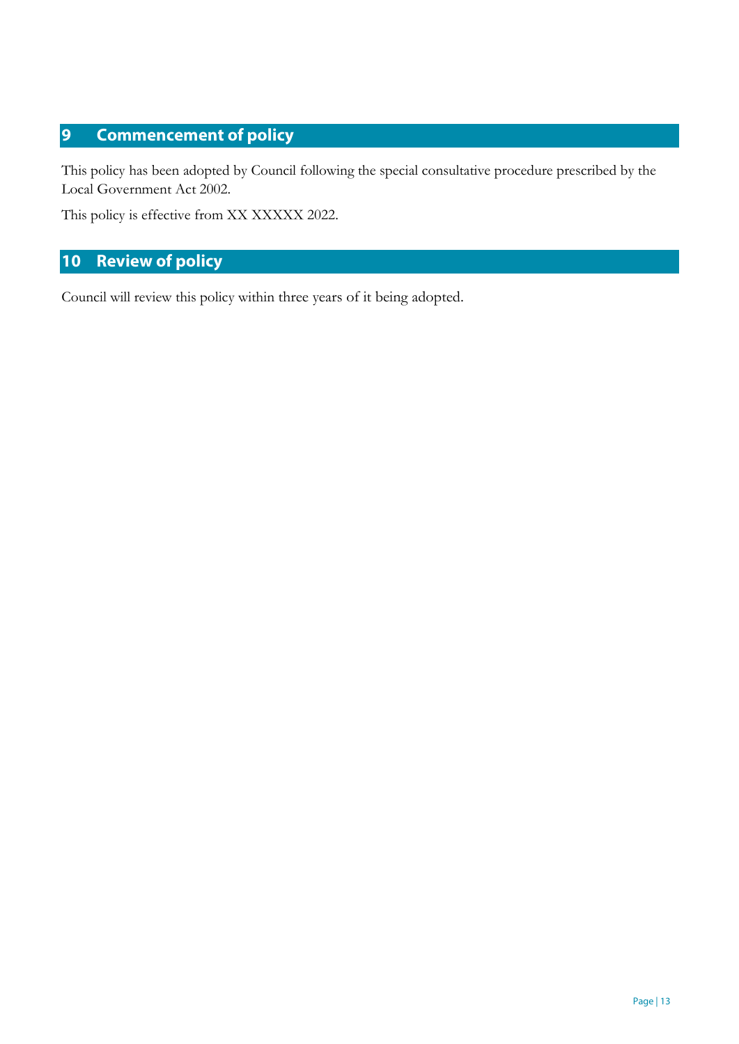## 9 Commencement of policy

This policy has been adopted by Council following the special consultative procedure prescribed by the Local Government Act 2002.

This policy is effective from XX XXXXX 2022.

## 10 Review of policy

Council will review this policy within three years of it being adopted.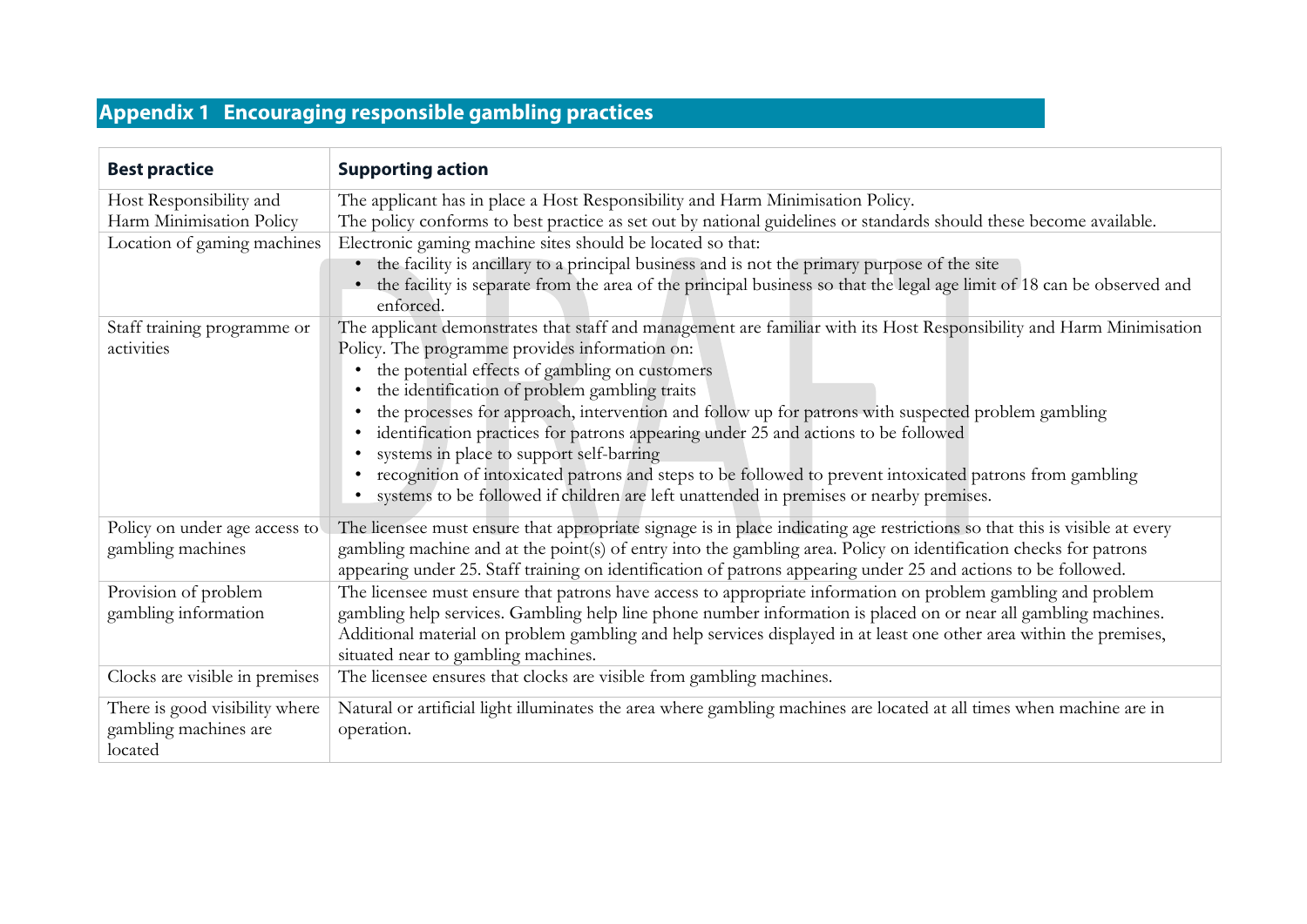## Appendix 1 Encouraging responsible gambling practices

| Best practice | Supporting action |
| --- | --- |
| Host Responsibility and Harm Minimisation Policy | The applicant has in place a Host Responsibility and Harm Minimisation Policy.<br>The policy conforms to best practice as set out by national guidelines or standards should these become available. |
| Location of gaming machines | Electronic gaming machine sites should be located so that:<br>• the facility is ancillary to a principal business and is not the primary purpose of the site<br>• the facility is separate from the area of the principal business so that the legal age limit of 18 can be observed and enforced. |
| Staff training programme or activities | The applicant demonstrates that staff and management are familiar with its Host Responsibility and Harm Minimisation Policy. The programme provides information on:<br>• the potential effects of gambling on customers<br>• the identification of problem gambling traits<br>• the processes for approach, intervention and follow up for patrons with suspected problem gambling<br>• identification practices for patrons appearing under 25 and actions to be followed<br>• systems in place to support self-barring<br>• recognition of intoxicated patrons and steps to be followed to prevent intoxicated patrons from gambling<br>• systems to be followed if children are left unattended in premises or nearby premises. |
| Policy on under age access to gambling machines | The licensee must ensure that appropriate signage is in place indicating age restrictions so that this is visible at every gambling machine and at the point(s) of entry into the gambling area. Policy on identification checks for patrons appearing under 25. Staff training on identification of patrons appearing under 25 and actions to be followed. |
| Provision of problem gambling information | The licensee must ensure that patrons have access to appropriate information on problem gambling and problem gambling help services. Gambling help line phone number information is placed on or near all gambling machines. Additional material on problem gambling and help services displayed in at least one other area within the premises, situated near to gambling machines. |
| Clocks are visible in premises | The licensee ensures that clocks are visible from gambling machines. |
| There is good visibility where gambling machines are located | Natural or artificial light illuminates the area where gambling machines are located at all times when machine are in operation. |